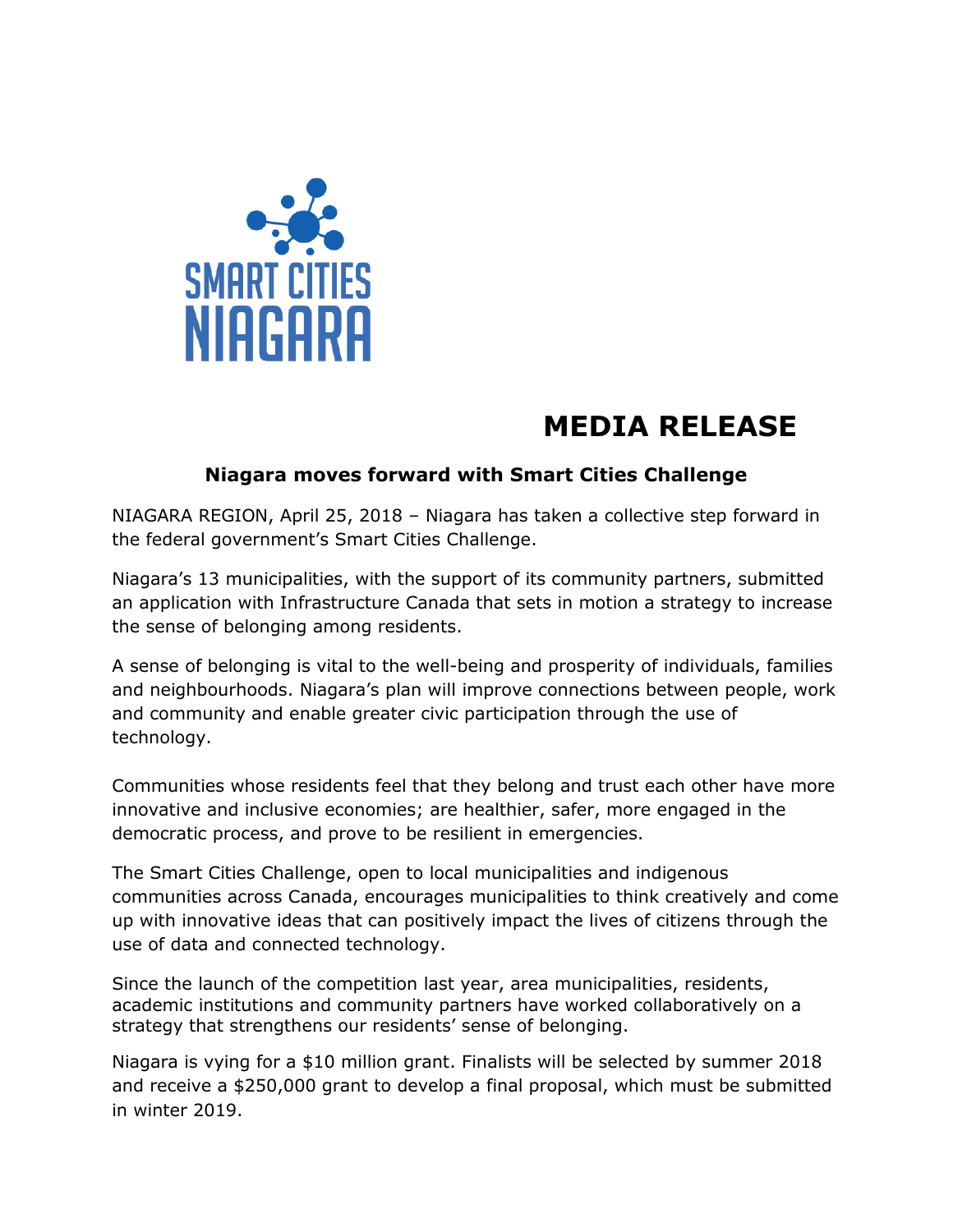SMART CITIES NIAGARA

# MEDIA RELEASE

## Niagara moves forward with Smart Cities Challenge

NIAGARA REGION, April 25, 2018 – Niagara has taken a collective step forward in the federal government's Smart Cities Challenge.

Niagara's 13 municipalities, with the support of its community partners, submitted an application with Infrastructure Canada that sets in motion a strategy to increase the sense of belonging among residents.

A sense of belonging is vital to the well-being and prosperity of individuals, families and neighbourhoods. Niagara's plan will improve connections between people, work and community and enable greater civic participation through the use of technology.

Communities whose residents feel that they belong and trust each other have more innovative and inclusive economies; are healthier, safer, more engaged in the democratic process, and prove to be resilient in emergencies.

The Smart Cities Challenge, open to local municipalities and indigenous communities across Canada, encourages municipalities to think creatively and come up with innovative ideas that can positively impact the lives of citizens through the use of data and connected technology.

Since the launch of the competition last year, area municipalities, residents, academic institutions and community partners have worked collaboratively on a strategy that strengthens our residents' sense of belonging.

Niagara is vying for a $10 million grant. Finalists will be selected by summer 2018 and receive a $250,000 grant to develop a final proposal, which must be submitted in winter 2019.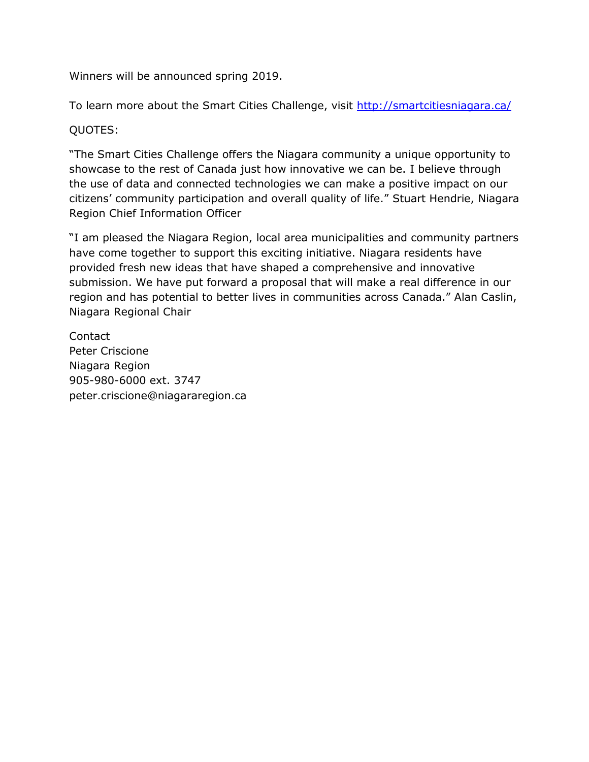Winners will be announced spring 2019.

To learn more about the Smart Cities Challenge, visit [http://smartcitiesniagara.ca/](http://smartcitiesniagara.ca/)

QUOTES:

"The Smart Cities Challenge offers the Niagara community a unique opportunity to showcase to the rest of Canada just how innovative we can be. I believe through the use of data and connected technologies we can make a positive impact on our citizens' community participation and overall quality of life." Stuart Hendrie, Niagara Region Chief Information Officer

"I am pleased the Niagara Region, local area municipalities and community partners have come together to support this exciting initiative. Niagara residents have provided fresh new ideas that have shaped a comprehensive and innovative submission. We have put forward a proposal that will make a real difference in our region and has potential to better lives in communities across Canada." Alan Caslin, Niagara Regional Chair

Contact
Peter Criscione
Niagara Region
905-980-6000 ext. 3747
peter.criscione@niagararegion.ca